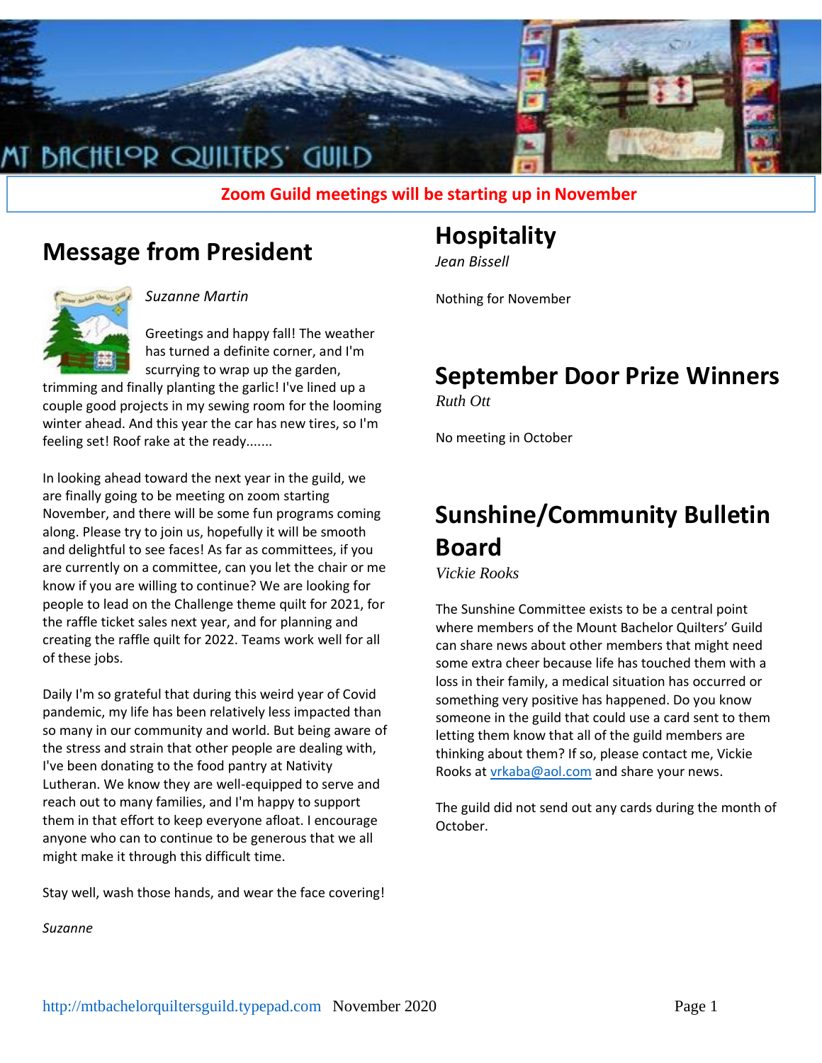# MT BACHELOR QUILTERS' GUILD

**Zoom Guild meetings will be starting up in November**

## Message from President

*Suzanne Martin*

Greetings and happy fall! The weather has turned a definite corner, and I'm scurrying to wrap up the garden, trimming and finally planting the garlic! I've lined up a couple good projects in my sewing room for the looming winter ahead. And this year the car has new tires, so I'm feeling set! Roof rake at the ready.......

In looking ahead toward the next year in the guild, we are finally going to be meeting on zoom starting November, and there will be some fun programs coming along. Please try to join us, hopefully it will be smooth and delightful to see faces! As far as committees, if you are currently on a committee, can you let the chair or me know if you are willing to continue? We are looking for people to lead on the Challenge theme quilt for 2021, for the raffle ticket sales next year, and for planning and creating the raffle quilt for 2022. Teams work well for all of these jobs.

Daily I'm so grateful that during this weird year of Covid pandemic, my life has been relatively less impacted than so many in our community and world. But being aware of the stress and strain that other people are dealing with, I've been donating to the food pantry at Nativity Lutheran. We know they are well-equipped to serve and reach out to many families, and I'm happy to support them in that effort to keep everyone afloat. I encourage anyone who can to continue to be generous that we all might make it through this difficult time.

Stay well, wash those hands, and wear the face covering!

*Suzanne*

## Hospitality

*Jean Bissell*

Nothing for November

## September Door Prize Winners

*Ruth Ott*

No meeting in October

## Sunshine/Community Bulletin Board

*Vickie Rooks*

The Sunshine Committee exists to be a central point where members of the Mount Bachelor Quilters' Guild can share news about other members that might need some extra cheer because life has touched them with a loss in their family, a medical situation has occurred or something very positive has happened. Do you know someone in the guild that could use a card sent to them letting them know that all of the guild members are thinking about them? If so, please contact me, Vickie Rooks at vrkaba@aol.com and share your news.

The guild did not send out any cards during the month of October.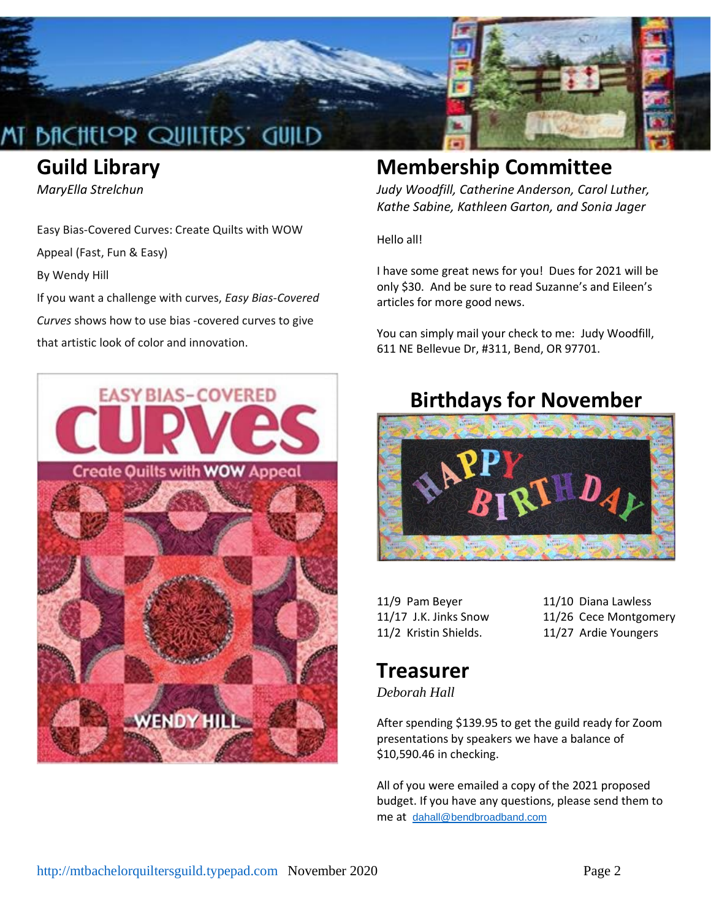## Guild Library

*MaryElla Strelchun*

Easy Bias-Covered Curves: Create Quilts with WOW Appeal (Fast, Fun & Easy)

By Wendy Hill

If you want a challenge with curves, *Easy Bias-Covered Curves* shows how to use bias -covered curves to give that artistic look of color and innovation.

## Membership Committee

*Judy Woodfill, Catherine Anderson, Carol Luther, Kathe Sabine, Kathleen Garton, and Sonia Jager*

Hello all!

I have some great news for you! Dues for 2021 will be only $30. And be sure to read Suzanne's and Eileen's articles for more good news.

You can simply mail your check to me: Judy Woodfill, 611 NE Bellevue Dr, #311, Bend, OR 97701.

## Birthdays for November

11/9 Pam Beyer
11/17 J.K. Jinks Snow
11/2 Kristin Shields.
11/10 Diana Lawless
11/26 Cece Montgomery
11/27 Ardie Youngers

## Treasurer

*Deborah Hall*

After spending $139.95 to get the guild ready for Zoom presentations by speakers we have a balance of $10,590.46 in checking.

All of you were emailed a copy of the 2021 proposed budget. If you have any questions, please send them to me at dahall@bendbroadband.com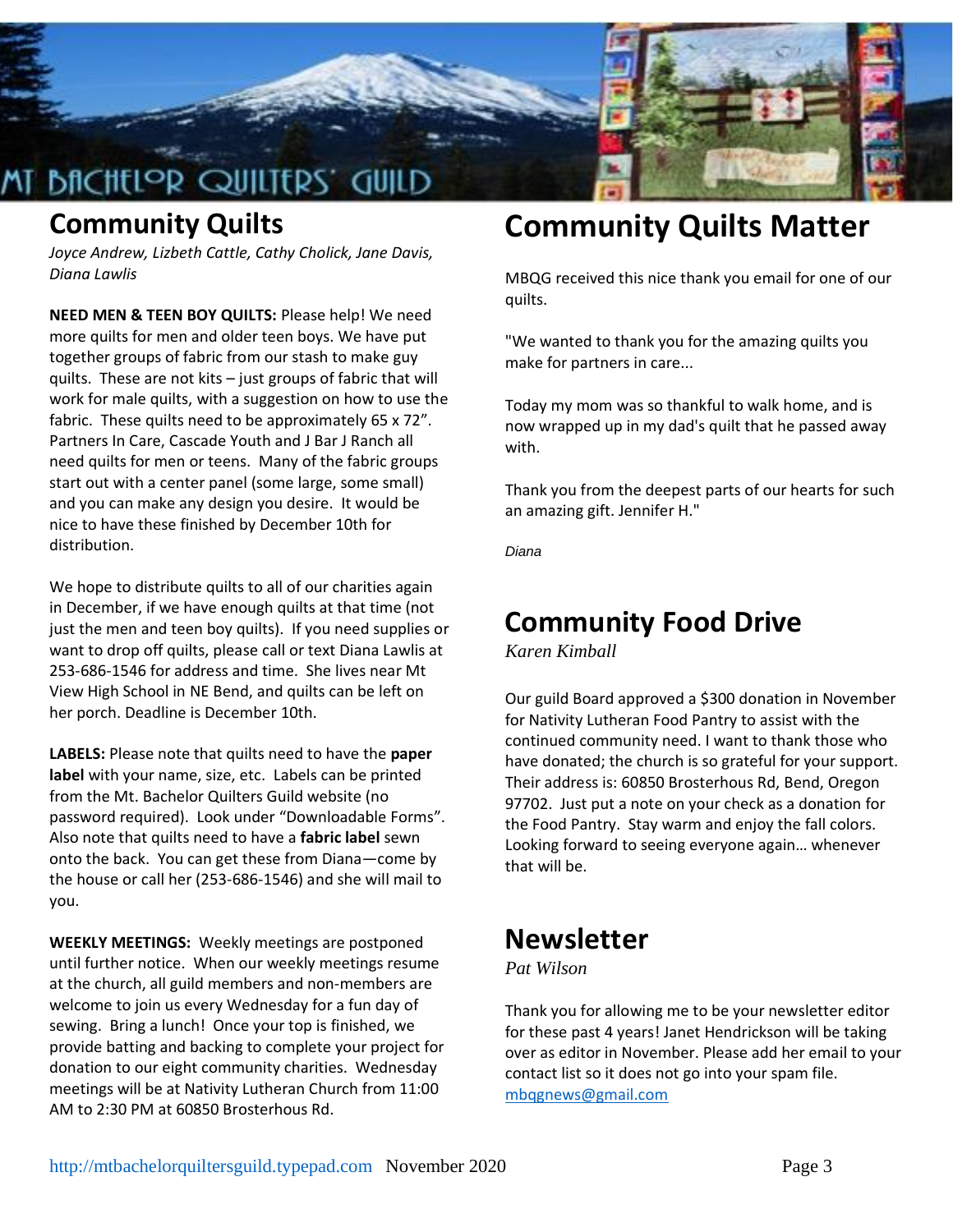## Community Quilts

*Joyce Andrew, Lizbeth Cattle, Cathy Cholick, Jane Davis, Diana Lawlis*

**NEED MEN & TEEN BOY QUILTS:** Please help! We need more quilts for men and older teen boys. We have put together groups of fabric from our stash to make guy quilts. These are not kits – just groups of fabric that will work for male quilts, with a suggestion on how to use the fabric. These quilts need to be approximately 65 x 72". Partners In Care, Cascade Youth and J Bar J Ranch all need quilts for men or teens. Many of the fabric groups start out with a center panel (some large, some small) and you can make any design you desire. It would be nice to have these finished by December 10th for distribution.

We hope to distribute quilts to all of our charities again in December, if we have enough quilts at that time (not just the men and teen boy quilts). If you need supplies or want to drop off quilts, please call or text Diana Lawlis at 253-686-1546 for address and time. She lives near Mt View High School in NE Bend, and quilts can be left on her porch. Deadline is December 10th.

**LABELS:** Please note that quilts need to have the **paper label** with your name, size, etc. Labels can be printed from the Mt. Bachelor Quilters Guild website (no password required). Look under "Downloadable Forms". Also note that quilts need to have a **fabric label** sewn onto the back. You can get these from Diana—come by the house or call her (253-686-1546) and she will mail to you.

**WEEKLY MEETINGS:** Weekly meetings are postponed until further notice. When our weekly meetings resume at the church, all guild members and non-members are welcome to join us every Wednesday for a fun day of sewing. Bring a lunch! Once your top is finished, we provide batting and backing to complete your project for donation to our eight community charities. Wednesday meetings will be at Nativity Lutheran Church from 11:00 AM to 2:30 PM at 60850 Brosterhous Rd.

## Community Quilts Matter

MBQG received this nice thank you email for one of our quilts.

"We wanted to thank you for the amazing quilts you make for partners in care...

Today my mom was so thankful to walk home, and is now wrapped up in my dad's quilt that he passed away with.

Thank you from the deepest parts of our hearts for such an amazing gift. Jennifer H."

*Diana*

## Community Food Drive

*Karen Kimball*

Our guild Board approved a $300 donation in November for Nativity Lutheran Food Pantry to assist with the continued community need. I want to thank those who have donated; the church is so grateful for your support. Their address is: 60850 Brosterhous Rd, Bend, Oregon 97702. Just put a note on your check as a donation for the Food Pantry. Stay warm and enjoy the fall colors. Looking forward to seeing everyone again… whenever that will be.

## Newsletter

*Pat Wilson*

Thank you for allowing me to be your newsletter editor for these past 4 years! Janet Hendrickson will be taking over as editor in November. Please add her email to your contact list so it does not go into your spam file. mbqgnews@gmail.com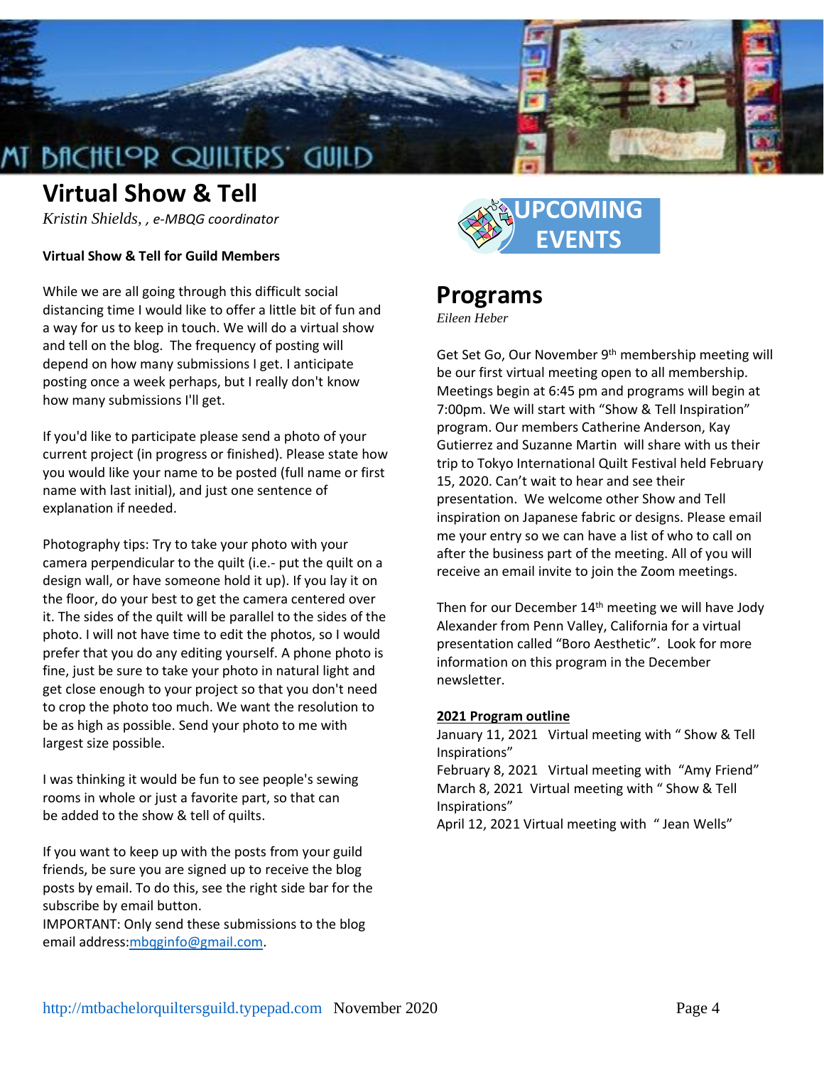# Virtual Show & Tell

*Kristin Shields, , e-MBQG coordinator*

**Virtual Show & Tell for Guild Members**

While we are all going through this difficult social distancing time I would like to offer a little bit of fun and a way for us to keep in touch. We will do a virtual show and tell on the blog. The frequency of posting will depend on how many submissions I get. I anticipate posting once a week perhaps, but I really don't know how many submissions I'll get.

If you'd like to participate please send a photo of your current project (in progress or finished). Please state how you would like your name to be posted (full name or first name with last initial), and just one sentence of explanation if needed.

Photography tips: Try to take your photo with your camera perpendicular to the quilt (i.e.- put the quilt on a design wall, or have someone hold it up). If you lay it on the floor, do your best to get the camera centered over it. The sides of the quilt will be parallel to the sides of the photo. I will not have time to edit the photos, so I would prefer that you do any editing yourself. A phone photo is fine, just be sure to take your photo in natural light and get close enough to your project so that you don't need to crop the photo too much. We want the resolution to be as high as possible. Send your photo to me with largest size possible.

I was thinking it would be fun to see people's sewing rooms in whole or just a favorite part, so that can be added to the show & tell of quilts.

If you want to keep up with the posts from your guild friends, be sure you are signed up to receive the blog posts by email. To do this, see the right side bar for the subscribe by email button.

IMPORTANT: Only send these submissions to the blog email address: mbqginfo@gmail.com.

# UPCOMING EVENTS

## Programs

*Eileen Heber*

Get Set Go, Our November 9th membership meeting will be our first virtual meeting open to all membership. Meetings begin at 6:45 pm and programs will begin at 7:00pm. We will start with "Show & Tell Inspiration" program. Our members Catherine Anderson, Kay Gutierrez and Suzanne Martin will share with us their trip to Tokyo International Quilt Festival held February 15, 2020. Can't wait to hear and see their presentation. We welcome other Show and Tell inspiration on Japanese fabric or designs. Please email me your entry so we can have a list of who to call on after the business part of the meeting. All of you will receive an email invite to join the Zoom meetings.

Then for our December 14th meeting we will have Jody Alexander from Penn Valley, California for a virtual presentation called "Boro Aesthetic". Look for more information on this program in the December newsletter.

**2021 Program outline**

January 11, 2021 Virtual meeting with " Show & Tell Inspirations"
February 8, 2021 Virtual meeting with "Amy Friend"
March 8, 2021 Virtual meeting with " Show & Tell Inspirations"
April 12, 2021 Virtual meeting with " Jean Wells"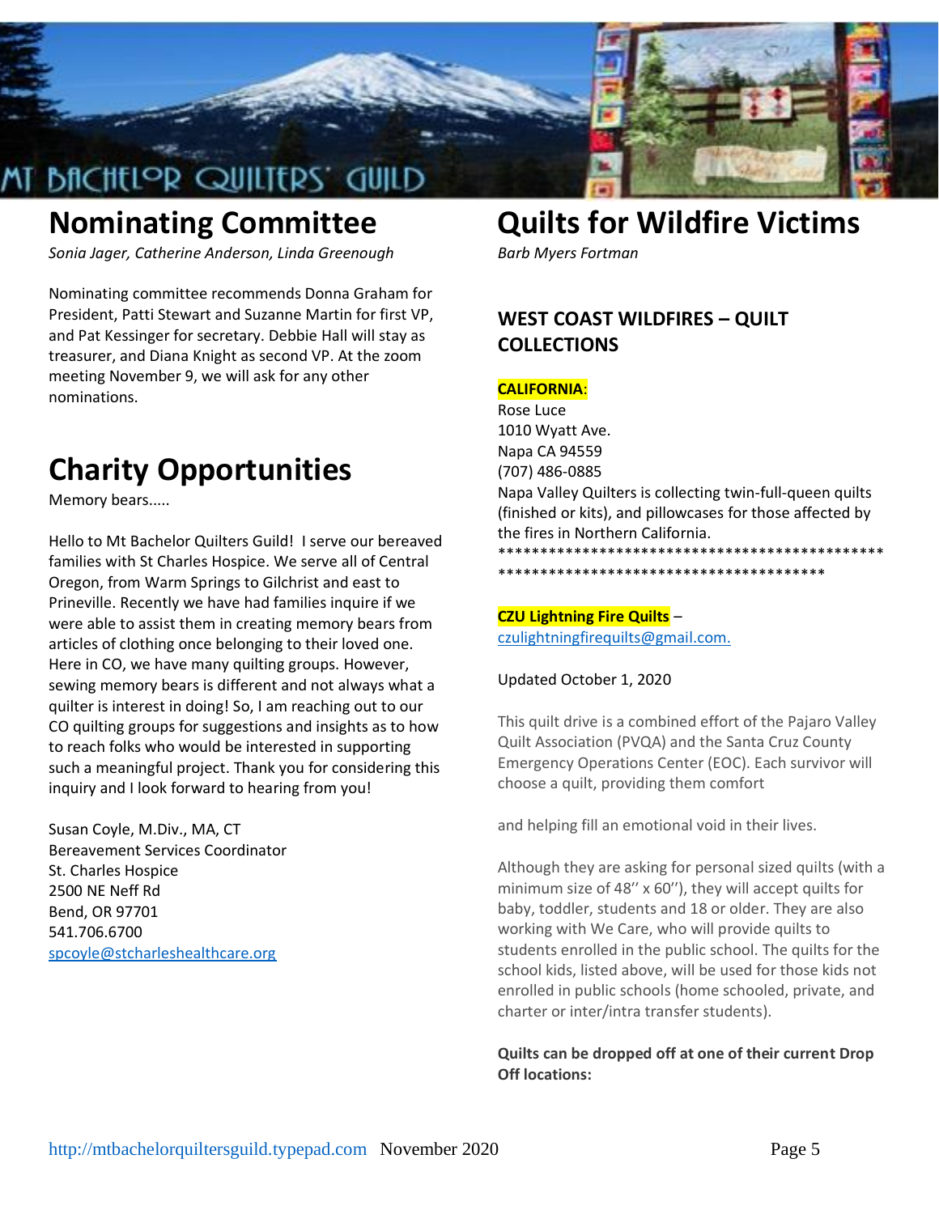# Nominating Committee

*Sonia Jager, Catherine Anderson, Linda Greenough*

Nominating committee recommends Donna Graham for President, Patti Stewart and Suzanne Martin for first VP, and Pat Kessinger for secretary. Debbie Hall will stay as treasurer, and Diana Knight as second VP. At the zoom meeting November 9, we will ask for any other nominations.

# Charity Opportunities

Memory bears.....

Hello to Mt Bachelor Quilters Guild! I serve our bereaved families with St Charles Hospice. We serve all of Central Oregon, from Warm Springs to Gilchrist and east to Prineville. Recently we have had families inquire if we were able to assist them in creating memory bears from articles of clothing once belonging to their loved one. Here in CO, we have many quilting groups. However, sewing memory bears is different and not always what a quilter is interest in doing! So, I am reaching out to our CO quilting groups for suggestions and insights as to how to reach folks who would be interested in supporting such a meaningful project. Thank you for considering this inquiry and I look forward to hearing from you!

Susan Coyle, M.Div., MA, CT
Bereavement Services Coordinator
St. Charles Hospice
2500 NE Neff Rd
Bend, OR 97701
541.706.6700
spcoyle@stcharleshealthcare.org

# Quilts for Wildfire Victims

*Barb Myers Fortman*

## WEST COAST WILDFIRES – QUILT COLLECTIONS

**CALIFORNIA**:
Rose Luce
1010 Wyatt Ave.
Napa CA 94559
(707) 486-0885
Napa Valley Quilters is collecting twin-full-queen quilts (finished or kits), and pillowcases for those affected by the fires in Northern California.
**********************************************************************************************

**CZU Lightning Fire Quilts** –
czulightningfirequilts@gmail.com.

Updated October 1, 2020

This quilt drive is a combined effort of the Pajaro Valley Quilt Association (PVQA) and the Santa Cruz County Emergency Operations Center (EOC). Each survivor will choose a quilt, providing them comfort

and helping fill an emotional void in their lives.

Although they are asking for personal sized quilts (with a minimum size of 48'' x 60''), they will accept quilts for baby, toddler, students and 18 or older. They are also working with We Care, who will provide quilts to students enrolled in the public school. The quilts for the school kids, listed above, will be used for those kids not enrolled in public schools (home schooled, private, and charter or inter/intra transfer students).

**Quilts can be dropped off at one of their current Drop Off locations:**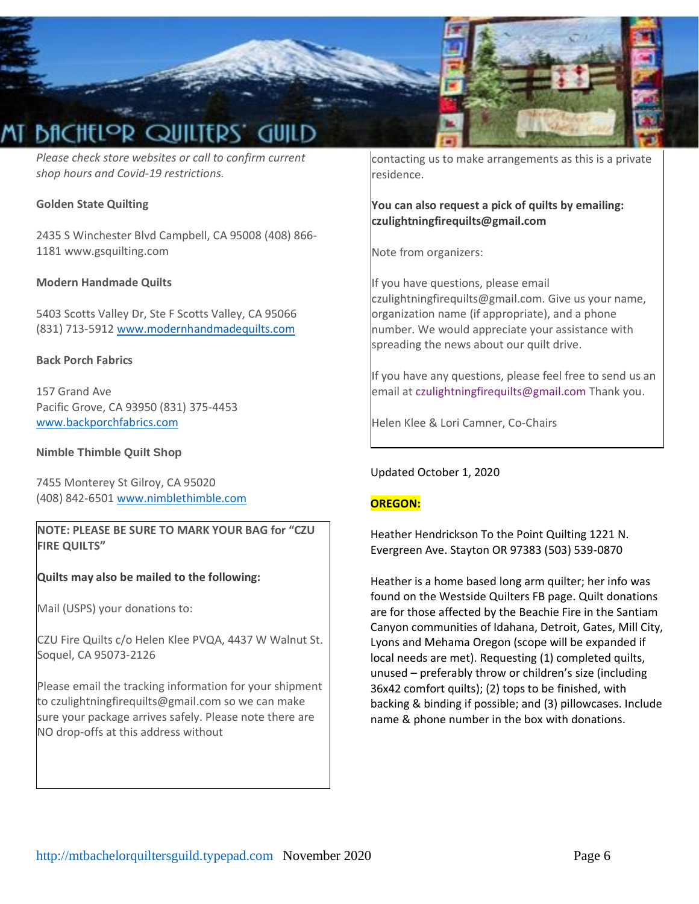*Please check store websites or call to confirm current shop hours and Covid-19 restrictions.*

**Golden State Quilting**

2435 S Winchester Blvd Campbell, CA 95008 (408) 866-1181 www.gsquilting.com

**Modern Handmade Quilts**

5403 Scotts Valley Dr, Ste F Scotts Valley, CA 95066 (831) 713-5912 www.modernhandmadequilts.com

**Back Porch Fabrics**

157 Grand Ave
Pacific Grove, CA 93950 (831) 375-4453
www.backporchfabrics.com

**Nimble Thimble Quilt Shop**

7455 Monterey St Gilroy, CA 95020
(408) 842-6501 www.nimblethimble.com

**NOTE: PLEASE BE SURE TO MARK YOUR BAG for "CZU FIRE QUILTS"**

**Quilts may also be mailed to the following:**

Mail (USPS) your donations to:

CZU Fire Quilts c/o Helen Klee PVQA, 4437 W Walnut St. Soquel, CA 95073-2126

Please email the tracking information for your shipment to czulightningfirequilts@gmail.com so we can make sure your package arrives safely. Please note there are NO drop-offs at this address without contacting us to make arrangements as this is a private residence.

**You can also request a pick of quilts by emailing: czulightningfirequilts@gmail.com**

Note from organizers:

If you have questions, please email czulightningfirequilts@gmail.com. Give us your name, organization name (if appropriate), and a phone number. We would appreciate your assistance with spreading the news about our quilt drive.

If you have any questions, please feel free to send us an email at czulightningfirequilts@gmail.com Thank you.

Helen Klee & Lori Camner, Co-Chairs

Updated October 1, 2020

**OREGON:**

Heather Hendrickson To the Point Quilting 1221 N. Evergreen Ave. Stayton OR 97383 (503) 539-0870

Heather is a home based long arm quilter; her info was found on the Westside Quilters FB page. Quilt donations are for those affected by the Beachie Fire in the Santiam Canyon communities of Idahana, Detroit, Gates, Mill City, Lyons and Mehama Oregon (scope will be expanded if local needs are met). Requesting (1) completed quilts, unused – preferably throw or children's size (including 36x42 comfort quilts); (2) tops to be finished, with backing & binding if possible; and (3) pillowcases. Include name & phone number in the box with donations.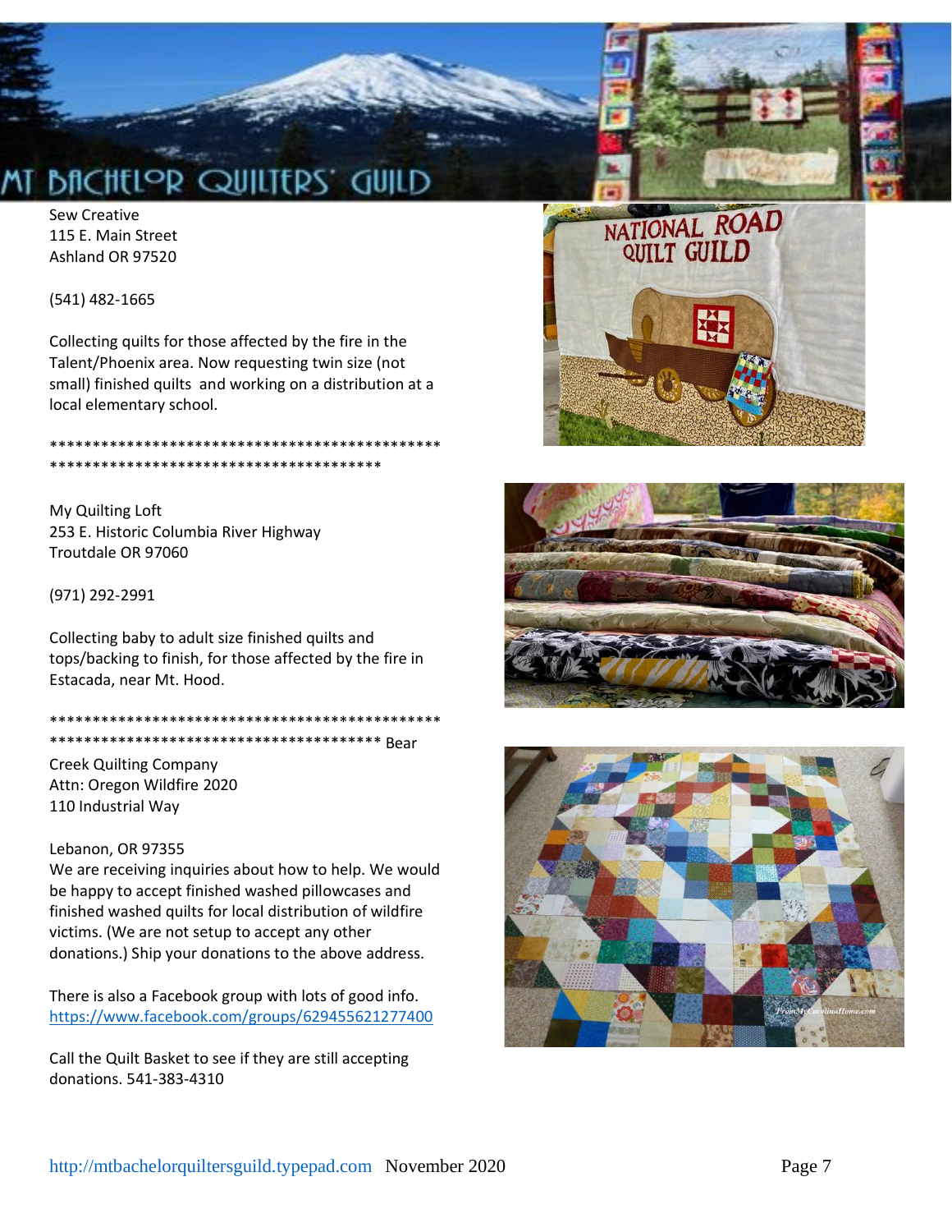Sew Creative
115 E. Main Street
Ashland OR 97520

(541) 482-1665

Collecting quilts for those affected by the fire in the Talent/Phoenix area. Now requesting twin size (not small) finished quilts and working on a distribution at a local elementary school.

*******************************************************************************************

My Quilting Loft
253 E. Historic Columbia River Highway
Troutdale OR 97060

(971) 292-2991

Collecting baby to adult size finished quilts and tops/backing to finish, for those affected by the fire in Estacada, near Mt. Hood.

*******************************************************************************************

Bear Creek Quilting Company
Attn: Oregon Wildfire 2020
110 Industrial Way

Lebanon, OR 97355

We are receiving inquiries about how to help. We would be happy to accept finished washed pillowcases and finished washed quilts for local distribution of wildfire victims. (We are not setup to accept any other donations.) Ship your donations to the above address.

There is also a Facebook group with lots of good info. https://www.facebook.com/groups/629455621277400

Call the Quilt Basket to see if they are still accepting donations. 541-383-4310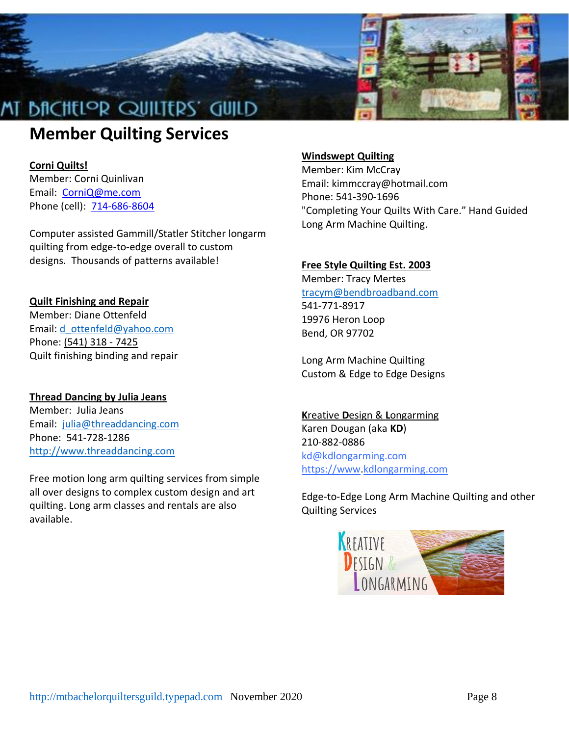MT BACHELOR QUILTERS' GUILD

# Member Quilting Services

**Corni Quilts!**
Member: Corni Quinlivan
Email: CorniQ@me.com
Phone (cell): 714-686-8604

Computer assisted Gammill/Statler Stitcher longarm quilting from edge-to-edge overall to custom designs. Thousands of patterns available!

**Quilt Finishing and Repair**
Member: Diane Ottenfeld
Email: d_ottenfeld@yahoo.com
Phone: (541) 318 - 7425
Quilt finishing binding and repair

**Thread Dancing by Julia Jeans**
Member: Julia Jeans
Email: julia@threaddancing.com
Phone: 541-728-1286
http://www.threaddancing.com

Free motion long arm quilting services from simple all over designs to complex custom design and art quilting. Long arm classes and rentals are also available.

**Windswept Quilting**
Member: Kim McCray
Email: kimmccray@hotmail.com
Phone: 541-390-1696
"Completing Your Quilts With Care." Hand Guided Long Arm Machine Quilting.

**Free Style Quilting Est. 2003**
Member: Tracy Mertes
tracym@bendbroadband.com
541-771-8917
19976 Heron Loop
Bend, OR 97702

Long Arm Machine Quilting
Custom & Edge to Edge Designs

**Kreative Design & Longarming**
Karen Dougan (aka **KD**)
210-882-0886
kd@kdlongarming.com
https://www.kdlongarming.com

Edge-to-Edge Long Arm Machine Quilting and other Quilting Services

KREATIVE DESIGN & LONGARMING

http://mtbachelorquiltersguild.typepad.com November 2020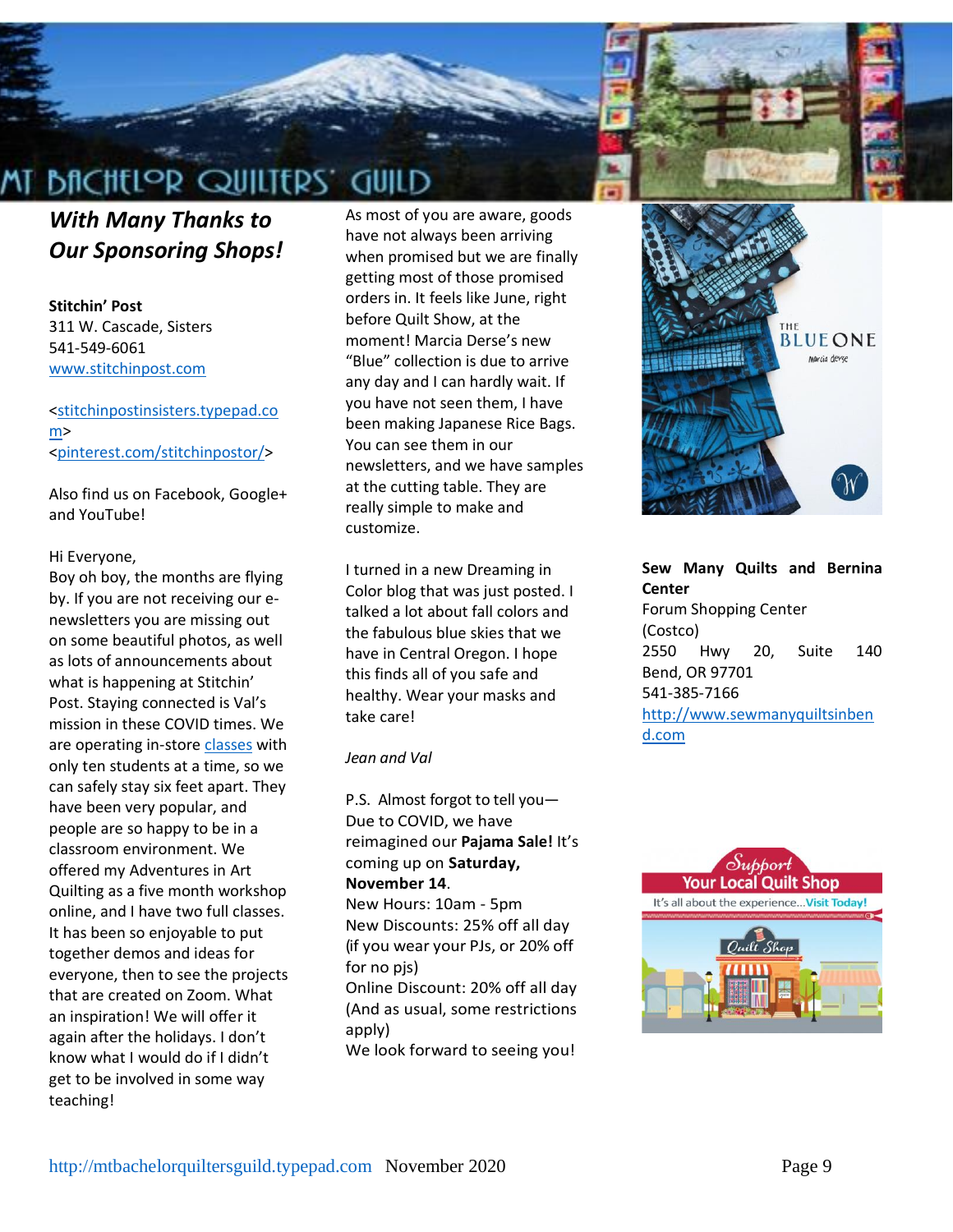## *With Many Thanks to Our Sponsoring Shops!*

**Stitchin' Post**
311 W. Cascade, Sisters
541-549-6061
www.stitchinpost.com

<stitchinpostinsisters.typepad.com>
<pinterest.com/stitchinpostor/>

Also find us on Facebook, Google+ and YouTube!

Hi Everyone,
Boy oh boy, the months are flying by. If you are not receiving our e-newsletters you are missing out on some beautiful photos, as well as lots of announcements about what is happening at Stitchin' Post. Staying connected is Val's mission in these COVID times. We are operating in-store classes with only ten students at a time, so we can safely stay six feet apart. They have been very popular, and people are so happy to be in a classroom environment. We offered my Adventures in Art Quilting as a five month workshop online, and I have two full classes. It has been so enjoyable to put together demos and ideas for everyone, then to see the projects that are created on Zoom. What an inspiration! We will offer it again after the holidays. I don't know what I would do if I didn't get to be involved in some way teaching!

As most of you are aware, goods have not always been arriving when promised but we are finally getting most of those promised orders in. It feels like June, right before Quilt Show, at the moment! Marcia Derse's new "Blue" collection is due to arrive any day and I can hardly wait. If you have not seen them, I have been making Japanese Rice Bags. You can see them in our newsletters, and we have samples at the cutting table. They are really simple to make and customize.

I turned in a new Dreaming in Color blog that was just posted. I talked a lot about fall colors and the fabulous blue skies that we have in Central Oregon. I hope this finds all of you safe and healthy. Wear your masks and take care!

*Jean and Val*

P.S. Almost forgot to tell you—Due to COVID, we have reimagined our **Pajama Sale!** It's coming up on **Saturday, November 14**.
New Hours: 10am - 5pm
New Discounts: 25% off all day (if you wear your PJs, or 20% off for no pjs)
Online Discount: 20% off all day (And as usual, some restrictions apply)
We look forward to seeing you!

**Sew Many Quilts and Bernina Center**
Forum Shopping Center (Costco)
2550 Hwy 20, Suite 140
Bend, OR 97701
541-385-7166
http://www.sewmanyquiltsinbend.com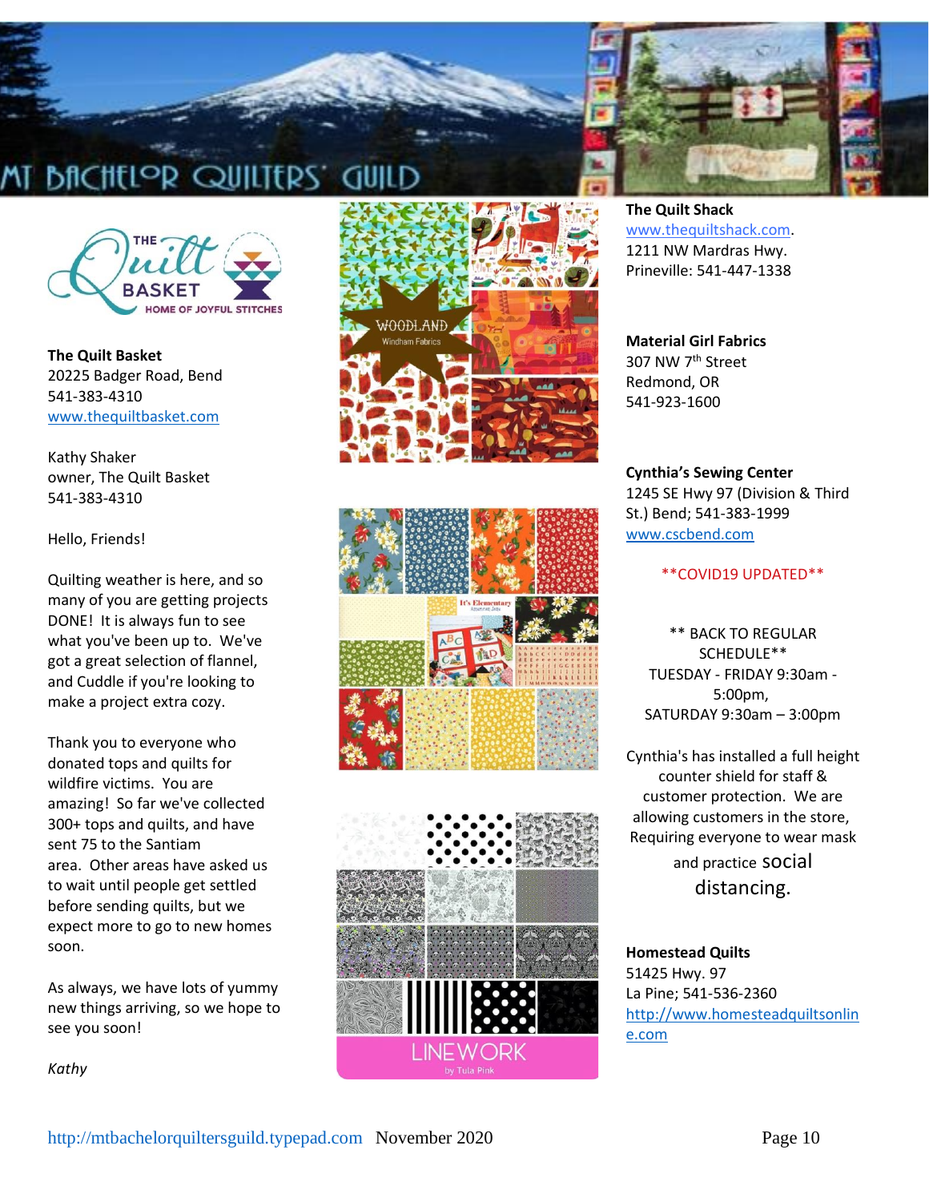**The Quilt Basket**
20225 Badger Road, Bend
541-383-4310
www.thequiltbasket.com

Kathy Shaker
owner, The Quilt Basket
541-383-4310

Hello, Friends!

Quilting weather is here, and so many of you are getting projects DONE! It is always fun to see what you've been up to. We've got a great selection of flannel, and Cuddle if you're looking to make a project extra cozy.

Thank you to everyone who donated tops and quilts for wildfire victims. You are amazing! So far we've collected 300+ tops and quilts, and have sent 75 to the Santiam area. Other areas have asked us to wait until people get settled before sending quilts, but we expect more to go to new homes soon.

As always, we have lots of yummy new things arriving, so we hope to see you soon!

*Kathy*

**The Quilt Shack**
www.thequiltshack.com.
1211 NW Mardras Hwy.
Prineville: 541-447-1338

**Material Girl Fabrics**
307 NW 7th Street
Redmond, OR
541-923-1600

**Cynthia's Sewing Center**
1245 SE Hwy 97 (Division & Third St.) Bend; 541-383-1999
www.cscbend.com

**COVID19 UPDATED**

** BACK TO REGULAR SCHEDULE**
TUESDAY - FRIDAY 9:30am - 5:00pm,
SATURDAY 9:30am – 3:00pm

Cynthia's has installed a full height counter shield for staff & customer protection. We are allowing customers in the store, Requiring everyone to wear mask and practice social distancing.

**Homestead Quilts**
51425 Hwy. 97
La Pine; 541-536-2360
http://www.homesteadquiltsonline.com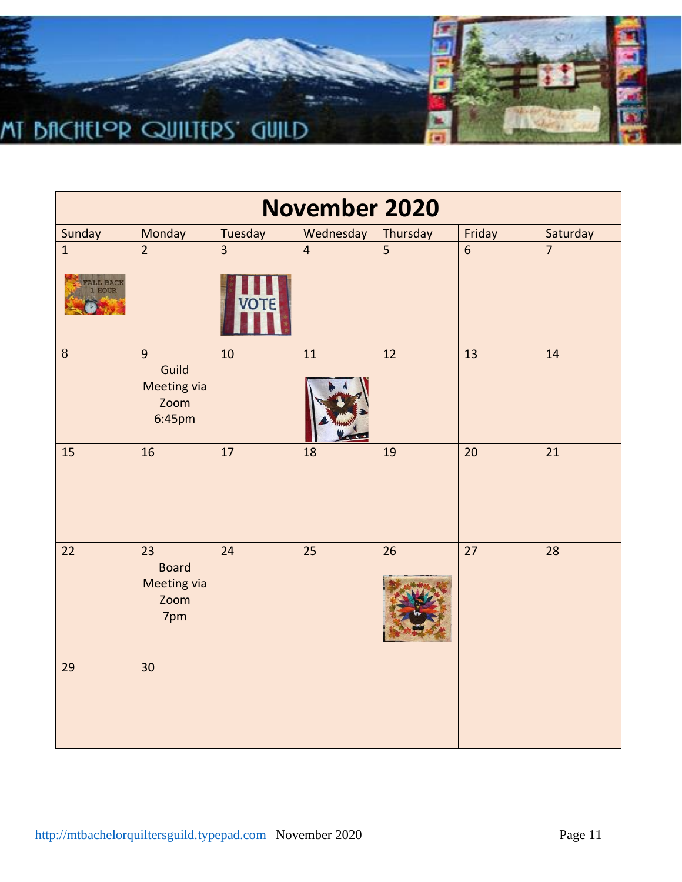# November 2020

| Sunday | Monday | Tuesday | Wednesday | Thursday | Friday | Saturday |
|---|---|---|---|---|---|---|
| 1 | 2 | 3 | 4 | 5 | 6 | 7 |
| 8 | 9 Guild Meeting via Zoom 6:45pm | 10 | 11 | 12 | 13 | 14 |
| 15 | 16 | 17 | 18 | 19 | 20 | 21 |
| 22 | 23 Board Meeting via Zoom 7pm | 24 | 25 | 26 | 27 | 28 |
| 29 | 30 | | | | | |